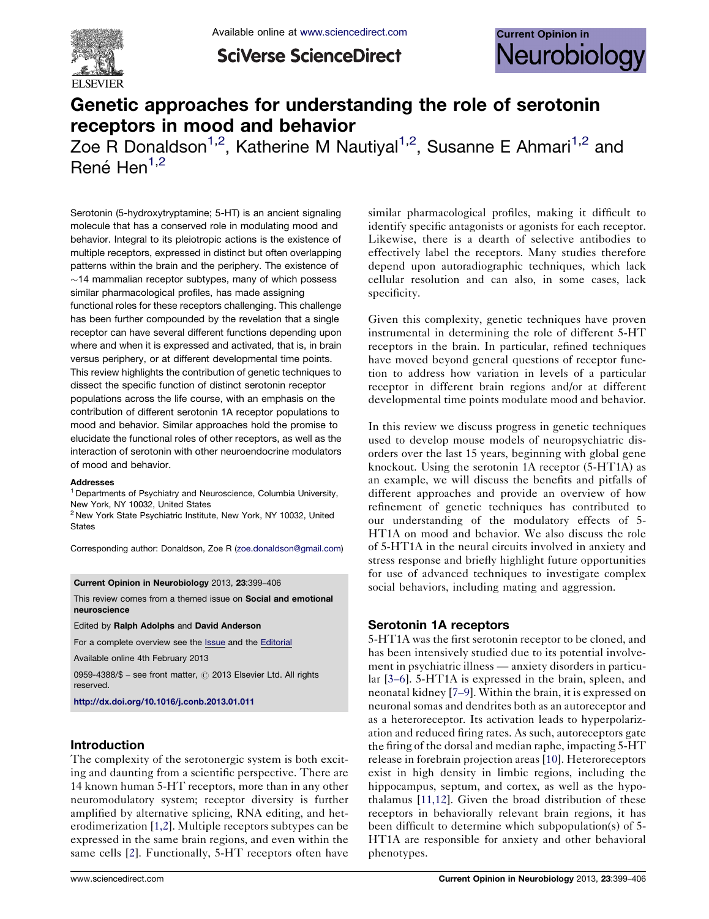# Genetic approaches for understanding the role of serotonin receptors in mood and behavior

Zoe R Donaldson[1,2], Katherine M Nautiyal[1,2], Susanne E Ahmari[1,2] and René Hen[1,2]

Serotonin (5-hydroxytryptamine; 5-HT) is an ancient signaling molecule that has a conserved role in modulating mood and behavior. Integral to its pleiotropic actions is the existence of multiple receptors, expressed in distinct but often overlapping patterns within the brain and the periphery. The existence of ~14 mammalian receptor subtypes, many of which possess similar pharmacological profiles, has made assigning functional roles for these receptors challenging. This challenge has been further compounded by the revelation that a single receptor can have several different functions depending upon where and when it is expressed and activated, that is, in brain versus periphery, or at different developmental time points. This review highlights the contribution of genetic techniques to dissect the specific function of distinct serotonin receptor populations across the life course, with an emphasis on the contribution of different serotonin 1A receptor populations to mood and behavior. Similar approaches hold the promise to elucidate the functional roles of other receptors, as well as the interaction of serotonin with other neuroendocrine modulators of mood and behavior.

**Addresses**

[1] Departments of Psychiatry and Neuroscience, Columbia University, New York, NY 10032, United States

[2] New York State Psychiatric Institute, New York, NY 10032, United States

Corresponding author: Donaldson, Zoe R (zoe.donaldson@gmail.com)

**Current Opinion in Neurobiology** 2013, **23**:399–406

This review comes from a themed issue on **Social and emotional neuroscience**

Edited by **Ralph Adolphs** and **David Anderson**

For a complete overview see the Issue and the Editorial

Available online 4th February 2013

0959-4388/$ – see front matter, © 2013 Elsevier Ltd. All rights reserved.

http://dx.doi.org/10.1016/j.conb.2013.01.011

## Introduction

The complexity of the serotonergic system is both exciting and daunting from a scientific perspective. There are 14 known human 5-HT receptors, more than in any other neuromodulatory system; receptor diversity is further amplified by alternative splicing, RNA editing, and heterodimerization [1,2]. Multiple receptors subtypes can be expressed in the same brain regions, and even within the same cells [2]. Functionally, 5-HT receptors often have similar pharmacological profiles, making it difficult to identify specific antagonists or agonists for each receptor. Likewise, there is a dearth of selective antibodies to effectively label the receptors. Many studies therefore depend upon autoradiographic techniques, which lack cellular resolution and can also, in some cases, lack specificity.

Given this complexity, genetic techniques have proven instrumental in determining the role of different 5-HT receptors in the brain. In particular, refined techniques have moved beyond general questions of receptor function to address how variation in levels of a particular receptor in different brain regions and/or at different developmental time points modulate mood and behavior.

In this review we discuss progress in genetic techniques used to develop mouse models of neuropsychiatric disorders over the last 15 years, beginning with global gene knockout. Using the serotonin 1A receptor (5-HT1A) as an example, we will discuss the benefits and pitfalls of different approaches and provide an overview of how refinement of genetic techniques has contributed to our understanding of the modulatory effects of 5-HT1A on mood and behavior. We also discuss the role of 5-HT1A in the neural circuits involved in anxiety and stress response and briefly highlight future opportunities for use of advanced techniques to investigate complex social behaviors, including mating and aggression.

## Serotonin 1A receptors

5-HT1A was the first serotonin receptor to be cloned, and has been intensively studied due to its potential involvement in psychiatric illness — anxiety disorders in particular [3–6]. 5-HT1A is expressed in the brain, spleen, and neonatal kidney [7–9]. Within the brain, it is expressed on neuronal somas and dendrites both as an autoreceptor and as a heteroreceptor. Its activation leads to hyperpolarization and reduced firing rates. As such, autoreceptors gate the firing of the dorsal and median raphe, impacting 5-HT release in forebrain projection areas [10]. Heteroreceptors exist in high density in limbic regions, including the hippocampus, septum, and cortex, as well as the hypothalamus [11,12]. Given the broad distribution of these receptors in behaviorally relevant brain regions, it has been difficult to determine which subpopulation(s) of 5-HT1A are responsible for anxiety and other behavioral phenotypes.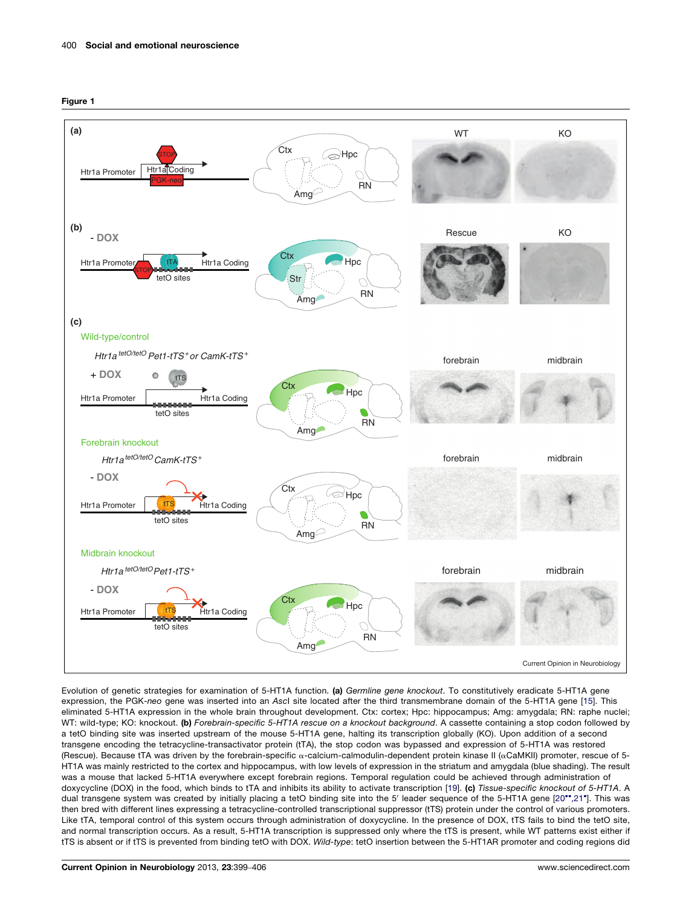Figure 1

Evolution of genetic strategies for examination of 5-HT1A function. **(a)** *Germline gene knockout*. To constitutively eradicate 5-HT1A gene expression, the PGK-*neo* gene was inserted into an *AscI* site located after the third transmembrane domain of the 5-HT1A gene [15]. This eliminated 5-HT1A expression in the whole brain throughout development. Ctx: cortex; Hpc: hippocampus; Amg: amygdala; RN: raphe nuclei; WT: wild-type; KO: knockout. **(b)** *Forebrain-specific 5-HT1A rescue on a knockout background*. A cassette containing a stop codon followed by a tetO binding site was inserted upstream of the mouse 5-HT1A gene, halting its transcription globally (KO). Upon addition of a second transgene encoding the tetracycline-transactivator protein (tTA), the stop codon was bypassed and expression of 5-HT1A was restored (Rescue). Because tTA was driven by the forebrain-specific α-calcium-calmodulin-dependent protein kinase II (αCaMKII) promoter, rescue of 5-HT1A was mainly restricted to the cortex and hippocampus, with low levels of expression in the striatum and amygdala (blue shading). The result was a mouse that lacked 5-HT1A everywhere except forebrain regions. Temporal regulation could be achieved through administration of doxycycline (DOX) in the food, which binds to tTA and inhibits its ability to activate transcription [19]. **(c)** *Tissue-specific knockout of 5-HT1A*. A dual transgene system was created by initially placing a tetO binding site into the 5′ leader sequence of the 5-HT1A gene [20••,21•]. This was then bred with different lines expressing a tetracycline-controlled transcriptional suppressor (tTS) protein under the control of various promoters. Like tTA, temporal control of this system occurs through administration of doxycycline. In the presence of DOX, tTS fails to bind the tetO site, and normal transcription occurs. As a result, 5-HT1A transcription is suppressed only where the tTS is present, while WT patterns exist either if tTS is absent or if tTS is prevented from binding tetO with DOX. *Wild-type*: tetO insertion between the 5-HT1AR promoter and coding regions did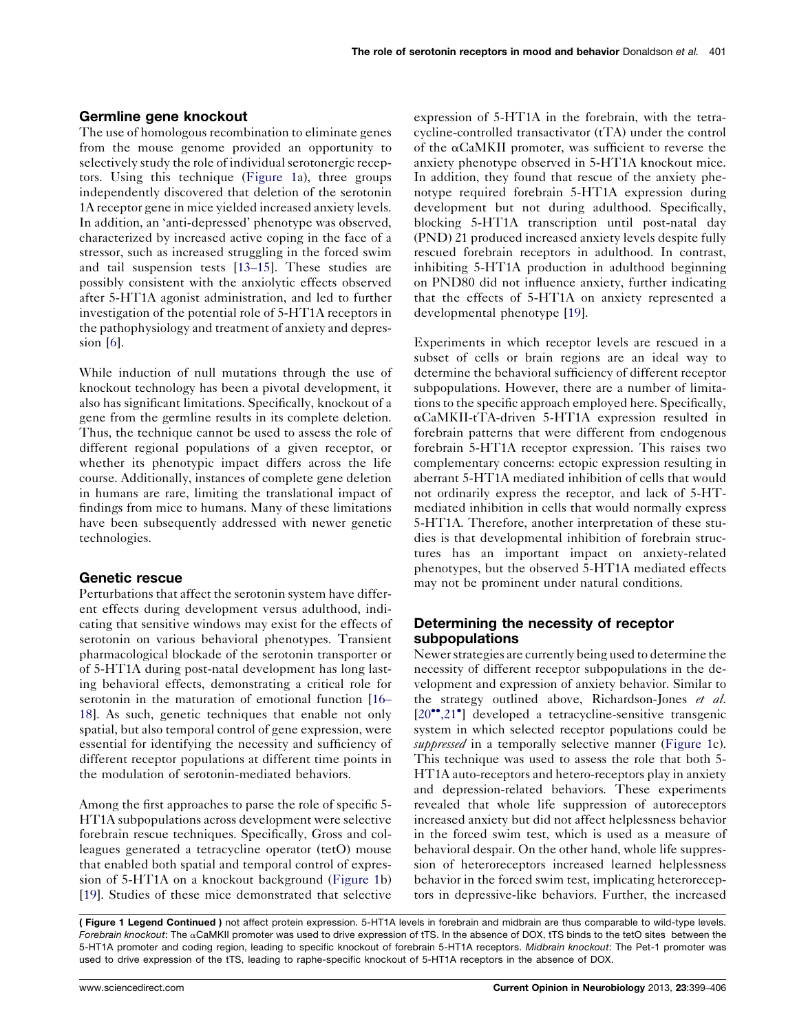## Germline gene knockout

The use of homologous recombination to eliminate genes from the mouse genome provided an opportunity to selectively study the role of individual serotonergic receptors. Using this technique (Figure 1a), three groups independently discovered that deletion of the serotonin 1A receptor gene in mice yielded increased anxiety levels. In addition, an 'anti-depressed' phenotype was observed, characterized by increased active coping in the face of a stressor, such as increased struggling in the forced swim and tail suspension tests [13–15]. These studies are possibly consistent with the anxiolytic effects observed after 5-HT1A agonist administration, and led to further investigation of the potential role of 5-HT1A receptors in the pathophysiology and treatment of anxiety and depression [6].

While induction of null mutations through the use of knockout technology has been a pivotal development, it also has significant limitations. Specifically, knockout of a gene from the germline results in its complete deletion. Thus, the technique cannot be used to assess the role of different regional populations of a given receptor, or whether its phenotypic impact differs across the life course. Additionally, instances of complete gene deletion in humans are rare, limiting the translational impact of findings from mice to humans. Many of these limitations have been subsequently addressed with newer genetic technologies.

## Genetic rescue

Perturbations that affect the serotonin system have different effects during development versus adulthood, indicating that sensitive windows may exist for the effects of serotonin on various behavioral phenotypes. Transient pharmacological blockade of the serotonin transporter or of 5-HT1A during post-natal development has long lasting behavioral effects, demonstrating a critical role for serotonin in the maturation of emotional function [16–18]. As such, genetic techniques that enable not only spatial, but also temporal control of gene expression, were essential for identifying the necessity and sufficiency of different receptor populations at different time points in the modulation of serotonin-mediated behaviors.

Among the first approaches to parse the role of specific 5-HT1A subpopulations across development were selective forebrain rescue techniques. Specifically, Gross and colleagues generated a tetracycline operator (tetO) mouse that enabled both spatial and temporal control of expression of 5-HT1A on a knockout background (Figure 1b) [19]. Studies of these mice demonstrated that selective expression of 5-HT1A in the forebrain, with the tetracycline-controlled transactivator (tTA) under the control of the αCaMKII promoter, was sufficient to reverse the anxiety phenotype observed in 5-HT1A knockout mice. In addition, they found that rescue of the anxiety phenotype required forebrain 5-HT1A expression during development but not during adulthood. Specifically, blocking 5-HT1A transcription until post-natal day (PND) 21 produced increased anxiety levels despite fully rescued forebrain receptors in adulthood. In contrast, inhibiting 5-HT1A production in adulthood beginning on PND80 did not influence anxiety, further indicating that the effects of 5-HT1A on anxiety represented a developmental phenotype [19].

Experiments in which receptor levels are rescued in a subset of cells or brain regions are an ideal way to determine the behavioral sufficiency of different receptor subpopulations. However, there are a number of limitations to the specific approach employed here. Specifically, αCaMKII-tTA-driven 5-HT1A expression resulted in forebrain patterns that were different from endogenous forebrain 5-HT1A receptor expression. This raises two complementary concerns: ectopic expression resulting in aberrant 5-HT1A mediated inhibition of cells that would not ordinarily express the receptor, and lack of 5-HT-mediated inhibition in cells that would normally express 5-HT1A. Therefore, another interpretation of these studies is that developmental inhibition of forebrain structures has an important impact on anxiety-related phenotypes, but the observed 5-HT1A mediated effects may not be prominent under natural conditions.

## Determining the necessity of receptor subpopulations

Newer strategies are currently being used to determine the necessity of different receptor subpopulations in the development and expression of anxiety behavior. Similar to the strategy outlined above, Richardson-Jones *et al.* [20••,21•] developed a tetracycline-sensitive transgenic system in which selected receptor populations could be *suppressed* in a temporally selective manner (Figure 1c). This technique was used to assess the role that both 5-HT1A auto-receptors and hetero-receptors play in anxiety and depression-related behaviors. These experiments revealed that whole life suppression of autoreceptors increased anxiety but did not affect helplessness behavior in the forced swim test, which is used as a measure of behavioral despair. On the other hand, whole life suppression of heteroreceptors increased learned helplessness behavior in the forced swim test, implicating heteroreceptors in depressive-like behaviors. Further, the increased

**( Figure 1 Legend Continued )** not affect protein expression. 5-HT1A levels in forebrain and midbrain are thus comparable to wild-type levels. *Forebrain knockout*: The αCaMKII promoter was used to drive expression of tTS. In the absence of DOX, tTS binds to the tetO sites between the 5-HT1A promoter and coding region, leading to specific knockout of forebrain 5-HT1A receptors. *Midbrain knockout*: The Pet-1 promoter was used to drive expression of the tTS, leading to raphe-specific knockout of 5-HT1A receptors in the absence of DOX.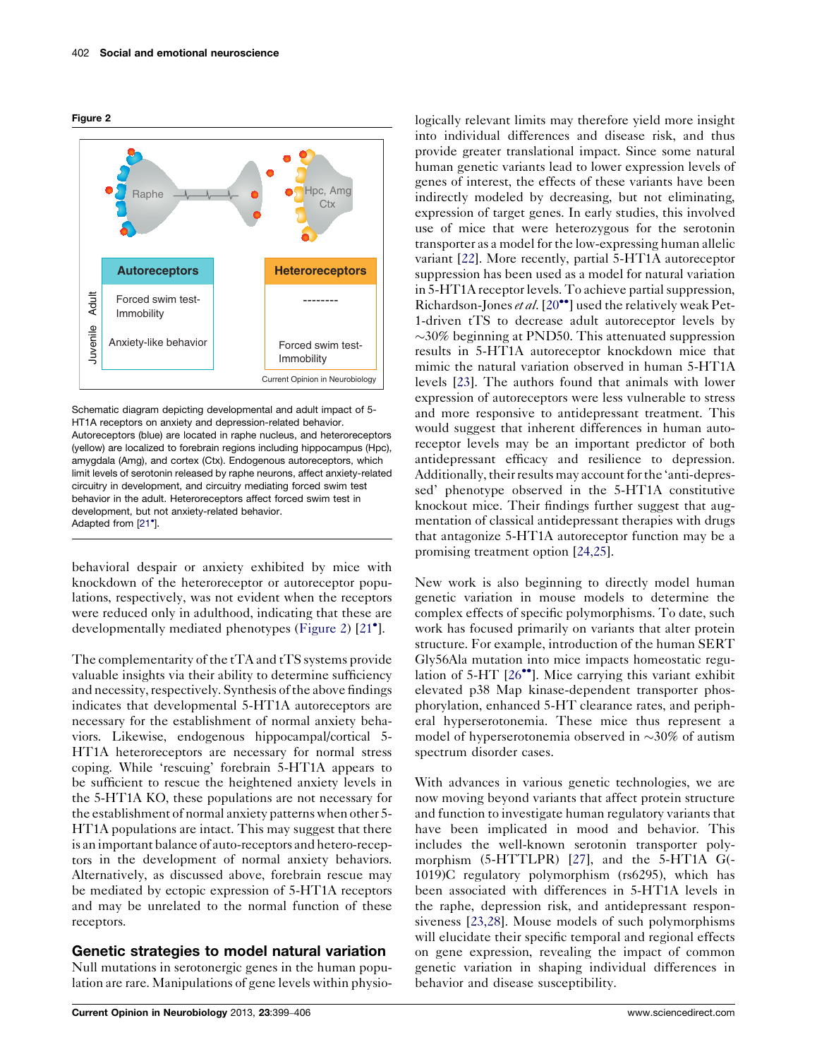**Figure 2**

| | Autoreceptors | Heteroreceptors |
|---|---|---|
| Adult | Forced swim test-Immobility | -------- |
| Juvenile | Anxiety-like behavior | Forced swim test-Immobility |

Schematic diagram depicting developmental and adult impact of 5-HT1A receptors on anxiety and depression-related behavior. Autoreceptors (blue) are located in raphe nucleus, and heteroreceptors (yellow) are localized to forebrain regions including hippocampus (Hpc), amygdala (Amg), and cortex (Ctx). Endogenous autoreceptors, which limit levels of serotonin released by raphe neurons, affect anxiety-related circuitry in development, and circuitry mediating forced swim test behavior in the adult. Heteroreceptors affect forced swim test in development, but not anxiety-related behavior.
Adapted from [21•].

behavioral despair or anxiety exhibited by mice with knockdown of the heteroreceptor or autoreceptor populations, respectively, was not evident when the receptors were reduced only in adulthood, indicating that these are developmentally mediated phenotypes (Figure 2) [21•].

The complementarity of the tTA and tTS systems provide valuable insights via their ability to determine sufficiency and necessity, respectively. Synthesis of the above findings indicates that developmental 5-HT1A autoreceptors are necessary for the establishment of normal anxiety behaviors. Likewise, endogenous hippocampal/cortical 5-HT1A heteroreceptors are necessary for normal stress coping. While 'rescuing' forebrain 5-HT1A appears to be sufficient to rescue the heightened anxiety levels in the 5-HT1A KO, these populations are not necessary for the establishment of normal anxiety patterns when other 5-HT1A populations are intact. This may suggest that there is an important balance of auto-receptors and hetero-receptors in the development of normal anxiety behaviors. Alternatively, as discussed above, forebrain rescue may be mediated by ectopic expression of 5-HT1A receptors and may be unrelated to the normal function of these receptors.

## Genetic strategies to model natural variation

Null mutations in serotonergic genes in the human population are rare. Manipulations of gene levels within physiologically relevant limits may therefore yield more insight into individual differences and disease risk, and thus provide greater translational impact. Since some natural human genetic variants lead to lower expression levels of genes of interest, the effects of these variants have been indirectly modeled by decreasing, but not eliminating, expression of target genes. In early studies, this involved use of mice that were heterozygous for the serotonin transporter as a model for the low-expressing human allelic variant [22]. More recently, partial 5-HT1A autoreceptor suppression has been used as a model for natural variation in 5-HT1A receptor levels. To achieve partial suppression, Richardson-Jones *et al.* [20••] used the relatively weak Pet-1-driven tTS to decrease adult autoreceptor levels by ~30% beginning at PND50. This attenuated suppression results in 5-HT1A autoreceptor knockdown mice that mimic the natural variation observed in human 5-HT1A levels [23]. The authors found that animals with lower expression of autoreceptors were less vulnerable to stress and more responsive to antidepressant treatment. This would suggest that inherent differences in human autoreceptor levels may be an important predictor of both antidepressant efficacy and resilience to depression. Additionally, their results may account for the 'anti-depressed' phenotype observed in the 5-HT1A constitutive knockout mice. Their findings further suggest that augmentation of classical antidepressant therapies with drugs that antagonize 5-HT1A autoreceptor function may be a promising treatment option [24,25].

New work is also beginning to directly model human genetic variation in mouse models to determine the complex effects of specific polymorphisms. To date, such work has focused primarily on variants that alter protein structure. For example, introduction of the human SERT Gly56Ala mutation into mice impacts homeostatic regulation of 5-HT [26••]. Mice carrying this variant exhibit elevated p38 Map kinase-dependent transporter phosphorylation, enhanced 5-HT clearance rates, and peripheral hyperserotonemia. These mice thus represent a model of hyperserotonemia observed in ~30% of autism spectrum disorder cases.

With advances in various genetic technologies, we are now moving beyond variants that affect protein structure and function to investigate human regulatory variants that have been implicated in mood and behavior. This includes the well-known serotonin transporter polymorphism (5-HTTLPR) [27], and the 5-HT1A G(-1019)C regulatory polymorphism (rs6295), which has been associated with differences in 5-HT1A levels in the raphe, depression risk, and antidepressant responsiveness [23,28]. Mouse models of such polymorphisms will elucidate their specific temporal and regional effects on gene expression, revealing the impact of common genetic variation in shaping individual differences in behavior and disease susceptibility.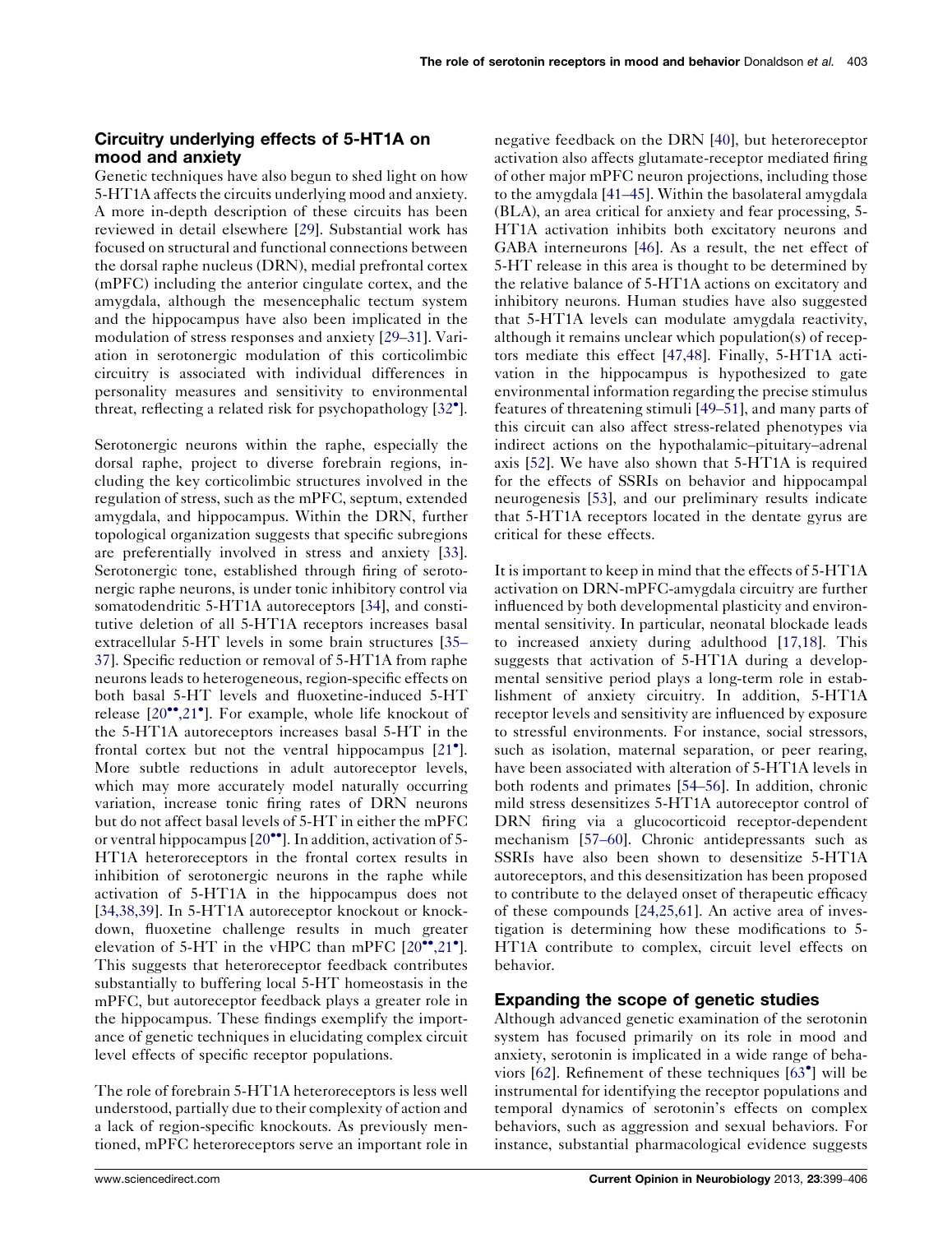## Circuitry underlying effects of 5-HT1A on mood and anxiety

Genetic techniques have also begun to shed light on how 5-HT1A affects the circuits underlying mood and anxiety. A more in-depth description of these circuits has been reviewed in detail elsewhere [29]. Substantial work has focused on structural and functional connections between the dorsal raphe nucleus (DRN), medial prefrontal cortex (mPFC) including the anterior cingulate cortex, and the amygdala, although the mesencephalic tectum system and the hippocampus have also been implicated in the modulation of stress responses and anxiety [29–31]. Variation in serotonergic modulation of this corticolimbic circuitry is associated with individual differences in personality measures and sensitivity to environmental threat, reflecting a related risk for psychopathology [32•].

Serotonergic neurons within the raphe, especially the dorsal raphe, project to diverse forebrain regions, including the key corticolimbic structures involved in the regulation of stress, such as the mPFC, septum, extended amygdala, and hippocampus. Within the DRN, further topological organization suggests that specific subregions are preferentially involved in stress and anxiety [33]. Serotonergic tone, established through firing of serotonergic raphe neurons, is under tonic inhibitory control via somatodendritic 5-HT1A autoreceptors [34], and constitutive deletion of all 5-HT1A receptors increases basal extracellular 5-HT levels in some brain structures [35–37]. Specific reduction or removal of 5-HT1A from raphe neurons leads to heterogeneous, region-specific effects on both basal 5-HT levels and fluoxetine-induced 5-HT release [20••,21•]. For example, whole life knockout of the 5-HT1A autoreceptors increases basal 5-HT in the frontal cortex but not the ventral hippocampus [21•]. More subtle reductions in adult autoreceptor levels, which may more accurately model naturally occurring variation, increase tonic firing rates of DRN neurons but do not affect basal levels of 5-HT in either the mPFC or ventral hippocampus [20••]. In addition, activation of 5-HT1A heteroreceptors in the frontal cortex results in inhibition of serotonergic neurons in the raphe while activation of 5-HT1A in the hippocampus does not [34,38,39]. In 5-HT1A autoreceptor knockout or knockdown, fluoxetine challenge results in much greater elevation of 5-HT in the vHPC than mPFC [20••,21•]. This suggests that heteroreceptor feedback contributes substantially to buffering local 5-HT homeostasis in the mPFC, but autoreceptor feedback plays a greater role in the hippocampus. These findings exemplify the importance of genetic techniques in elucidating complex circuit level effects of specific receptor populations.

The role of forebrain 5-HT1A heteroreceptors is less well understood, partially due to their complexity of action and a lack of region-specific knockouts. As previously mentioned, mPFC heteroreceptors serve an important role in negative feedback on the DRN [40], but heteroreceptor activation also affects glutamate-receptor mediated firing of other major mPFC neuron projections, including those to the amygdala [41–45]. Within the basolateral amygdala (BLA), an area critical for anxiety and fear processing, 5-HT1A activation inhibits both excitatory neurons and GABA interneurons [46]. As a result, the net effect of 5-HT release in this area is thought to be determined by the relative balance of 5-HT1A actions on excitatory and inhibitory neurons. Human studies have also suggested that 5-HT1A levels can modulate amygdala reactivity, although it remains unclear which population(s) of receptors mediate this effect [47,48]. Finally, 5-HT1A activation in the hippocampus is hypothesized to gate environmental information regarding the precise stimulus features of threatening stimuli [49–51], and many parts of this circuit can also affect stress-related phenotypes via indirect actions on the hypothalamic–pituitary–adrenal axis [52]. We have also shown that 5-HT1A is required for the effects of SSRIs on behavior and hippocampal neurogenesis [53], and our preliminary results indicate that 5-HT1A receptors located in the dentate gyrus are critical for these effects.

It is important to keep in mind that the effects of 5-HT1A activation on DRN-mPFC-amygdala circuitry are further influenced by both developmental plasticity and environmental sensitivity. In particular, neonatal blockade leads to increased anxiety during adulthood [17,18]. This suggests that activation of 5-HT1A during a developmental sensitive period plays a long-term role in establishment of anxiety circuitry. In addition, 5-HT1A receptor levels and sensitivity are influenced by exposure to stressful environments. For instance, social stressors, such as isolation, maternal separation, or peer rearing, have been associated with alteration of 5-HT1A levels in both rodents and primates [54–56]. In addition, chronic mild stress desensitizes 5-HT1A autoreceptor control of DRN firing via a glucocorticoid receptor-dependent mechanism [57–60]. Chronic antidepressants such as SSRIs have also been shown to desensitize 5-HT1A autoreceptors, and this desensitization has been proposed to contribute to the delayed onset of therapeutic efficacy of these compounds [24,25,61]. An active area of investigation is determining how these modifications to 5-HT1A contribute to complex, circuit level effects on behavior.

## Expanding the scope of genetic studies

Although advanced genetic examination of the serotonin system has focused primarily on its role in mood and anxiety, serotonin is implicated in a wide range of behaviors [62]. Refinement of these techniques [63•] will be instrumental for identifying the receptor populations and temporal dynamics of serotonin's effects on complex behaviors, such as aggression and sexual behaviors. For instance, substantial pharmacological evidence suggests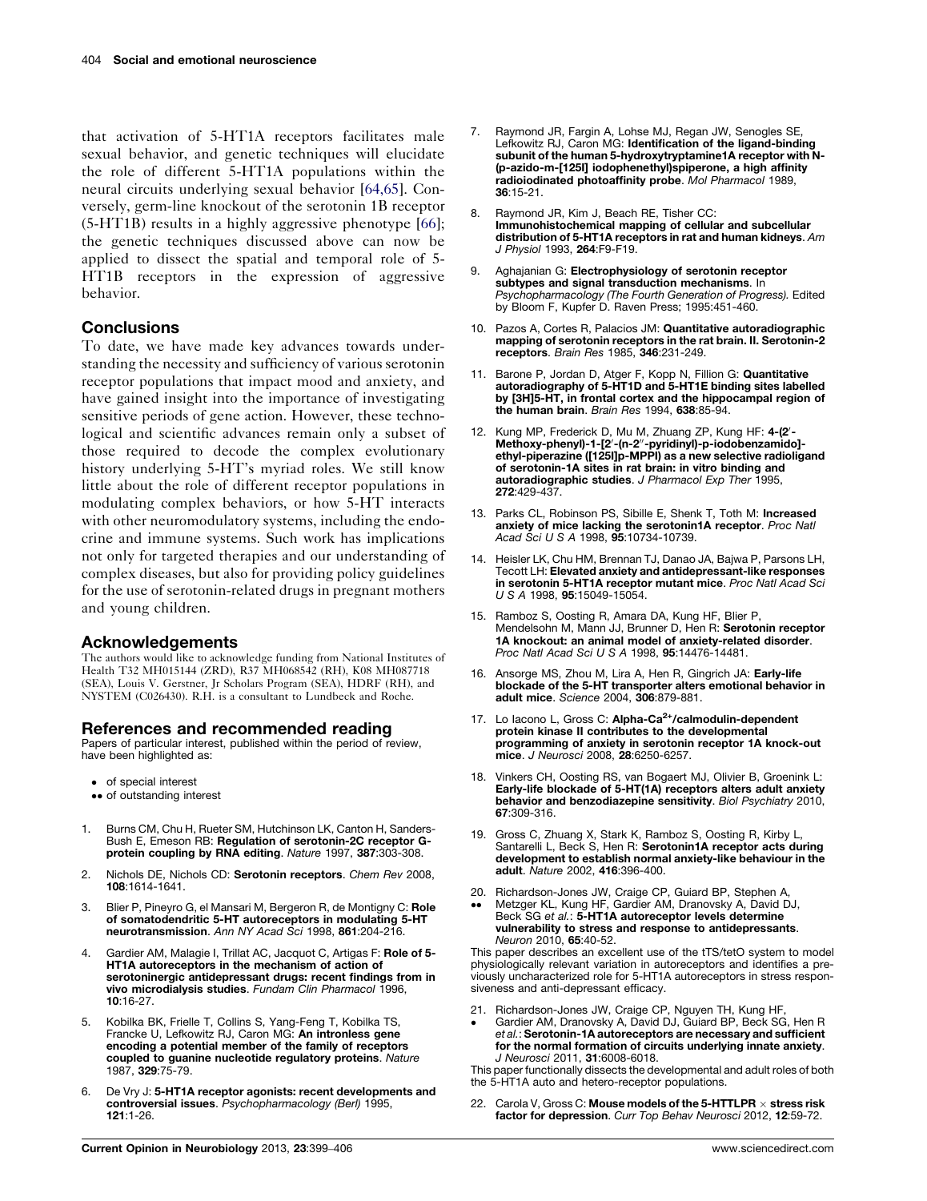that activation of 5-HT1A receptors facilitates male sexual behavior, and genetic techniques will elucidate the role of different 5-HT1A populations within the neural circuits underlying sexual behavior [64,65]. Conversely, germ-line knockout of the serotonin 1B receptor (5-HT1B) results in a highly aggressive phenotype [66]; the genetic techniques discussed above can now be applied to dissect the spatial and temporal role of 5-HT1B receptors in the expression of aggressive behavior.

## Conclusions

To date, we have made key advances towards understanding the necessity and sufficiency of various serotonin receptor populations that impact mood and anxiety, and have gained insight into the importance of investigating sensitive periods of gene action. However, these technological and scientific advances remain only a subset of those required to decode the complex evolutionary history underlying 5-HT's myriad roles. We still know little about the role of different receptor populations in modulating complex behaviors, or how 5-HT interacts with other neuromodulatory systems, including the endocrine and immune systems. Such work has implications not only for targeted therapies and our understanding of complex diseases, but also for providing policy guidelines for the use of serotonin-related drugs in pregnant mothers and young children.

## Acknowledgements

The authors would like to acknowledge funding from National Institutes of Health T32 MH015144 (ZRD), R37 MH068542 (RH), K08 MH087718 (SEA), Louis V. Gerstner, Jr Scholars Program (SEA), HDRF (RH), and NYSTEM (C026430). R.H. is a consultant to Lundbeck and Roche.

## References and recommended reading

Papers of particular interest, published within the period of review, have been highlighted as:

- • of special interest
- •• of outstanding interest

1. Burns CM, Chu H, Rueter SM, Hutchinson LK, Canton H, Sanders-Bush E, Emeson RB: **Regulation of serotonin-2C receptor G-protein coupling by RNA editing**. *Nature* 1997, **387**:303-308.
2. Nichols DE, Nichols CD: **Serotonin receptors**. *Chem Rev* 2008, **108**:1614-1641.
3. Blier P, Pineyro G, el Mansari M, Bergeron R, de Montigny C: **Role of somatodendritic 5-HT autoreceptors in modulating 5-HT neurotransmission**. *Ann NY Acad Sci* 1998, **861**:204-216.
4. Gardier AM, Malagie I, Trillat AC, Jacquot C, Artigas F: **Role of 5-HT1A autoreceptors in the mechanism of action of serotoninergic antidepressant drugs: recent findings from in vivo microdialysis studies**. *Fundam Clin Pharmacol* 1996, **10**:16-27.
5. Kobilka BK, Frielle T, Collins S, Yang-Feng T, Kobilka TS, Francke U, Lefkowitz RJ, Caron MG: **An intronless gene encoding a potential member of the family of receptors coupled to guanine nucleotide regulatory proteins**. *Nature* 1987, **329**:75-79.
6. De Vry J: **5-HT1A receptor agonists: recent developments and controversial issues**. *Psychopharmacology (Berl)* 1995, **121**:1-26.
7. Raymond JR, Fargin A, Lohse MJ, Regan JW, Senogles SE, Lefkowitz RJ, Caron MG: **Identification of the ligand-binding subunit of the human 5-hydroxytryptamine1A receptor with N-(p-azido-m-[125I] iodophenethyl)spiperone, a high affinity radioiodinated photoaffinity probe**. *Mol Pharmacol* 1989, **36**:15-21.
8. Raymond JR, Kim J, Beach RE, Tisher CC: **Immunohistochemical mapping of cellular and subcellular distribution of 5-HT1A receptors in rat and human kidneys**. *Am J Physiol* 1993, **264**:F9-F19.
9. Aghajanian G: **Electrophysiology of serotonin receptor subtypes and signal transduction mechanisms**. In *Psychopharmacology (The Fourth Generation of Progress).* Edited by Bloom F, Kupfer D. Raven Press; 1995:451-460.
10. Pazos A, Cortes R, Palacios JM: **Quantitative autoradiographic mapping of serotonin receptors in the rat brain. II. Serotonin-2 receptors**. *Brain Res* 1985, **346**:231-249.
11. Barone P, Jordan D, Atger F, Kopp N, Fillion G: **Quantitative autoradiography of 5-HT1D and 5-HT1E binding sites labelled by [3H]5-HT, in frontal cortex and the hippocampal region of the human brain**. *Brain Res* 1994, **638**:85-94.
12. Kung MP, Frederick D, Mu M, Zhuang ZP, Kung HF: **4-(2′-Methoxy-phenyl)-1-[2′-(n-2″-pyridinyl)-p-iodobenzamido]-ethyl-piperazine ([125I]p-MPPI) as a new selective radioligand of serotonin-1A sites in rat brain: in vitro binding and autoradiographic studies**. *J Pharmacol Exp Ther* 1995, **272**:429-437.
13. Parks CL, Robinson PS, Sibille E, Shenk T, Toth M: **Increased anxiety of mice lacking the serotonin1A receptor**. *Proc Natl Acad Sci U S A* 1998, **95**:10734-10739.
14. Heisler LK, Chu HM, Brennan TJ, Danao JA, Bajwa P, Parsons LH, Tecott LH: **Elevated anxiety and antidepressant-like responses in serotonin 5-HT1A receptor mutant mice**. *Proc Natl Acad Sci U S A* 1998, **95**:15049-15054.
15. Ramboz S, Oosting R, Amara DA, Kung HF, Blier P, Mendelsohn M, Mann JJ, Brunner D, Hen R: **Serotonin receptor 1A knockout: an animal model of anxiety-related disorder**. *Proc Natl Acad Sci U S A* 1998, **95**:14476-14481.
16. Ansorge MS, Zhou M, Lira A, Hen R, Gingrich JA: **Early-life blockade of the 5-HT transporter alters emotional behavior in adult mice**. *Science* 2004, **306**:879-881.
17. Lo Iacono L, Gross C: **Alpha-Ca$^{2+}$/calmodulin-dependent protein kinase II contributes to the developmental programming of anxiety in serotonin receptor 1A knock-out mice**. *J Neurosci* 2008, **28**:6250-6257.
18. Vinkers CH, Oosting RS, van Bogaert MJ, Olivier B, Groenink L: **Early-life blockade of 5-HT(1A) receptors alters adult anxiety behavior and benzodiazepine sensitivity**. *Biol Psychiatry* 2010, **67**:309-316.
19. Gross C, Zhuang X, Stark K, Ramboz S, Oosting R, Kirby L, Santarelli L, Beck S, Hen R: **Serotonin1A receptor acts during development to establish normal anxiety-like behaviour in the adult**. *Nature* 2002, **416**:396-400.
20. •• Richardson-Jones JW, Craige CP, Guiard BP, Stephen A, Metzger KL, Kung HF, Gardier AM, Dranovsky A, David DJ, Beck SG *et al.*: **5-HT1A autoreceptor levels determine vulnerability to stress and response to antidepressants**. *Neuron* 2010, **65**:40-52.

    This paper describes an excellent use of the tTS/tetO system to model physiologically relevant variation in autoreceptors and identifies a previously uncharacterized role for 5-HT1A autoreceptors in stress responsiveness and anti-depressant efficacy.
21. • Richardson-Jones JW, Craige CP, Nguyen TH, Kung HF, Gardier AM, Dranovsky A, David DJ, Guiard BP, Beck SG, Hen R *et al.*: **Serotonin-1A autoreceptors are necessary and sufficient for the normal formation of circuits underlying innate anxiety**. *J Neurosci* 2011, **31**:6008-6018.

    This paper functionally dissects the developmental and adult roles of both the 5-HT1A auto and hetero-receptor populations.
22. Carola V, Gross C: **Mouse models of the 5-HTTLPR × stress risk factor for depression**. *Curr Top Behav Neurosci* 2012, **12**:59-72.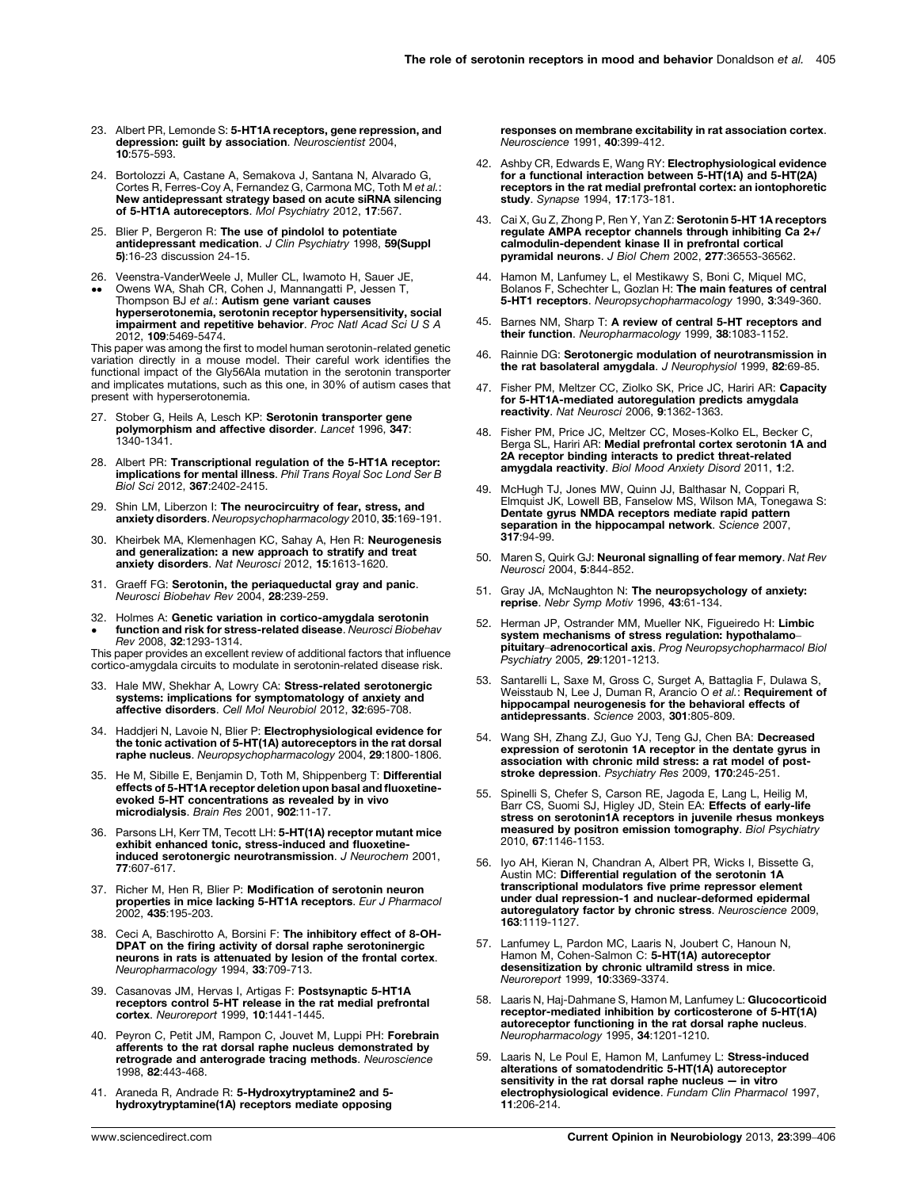23. Albert PR, Lemonde S: **5-HT1A receptors, gene repression, and depression: guilt by association**. *Neuroscientist* 2004, **10**:575-593.

24. Bortolozzi A, Castane A, Semakova J, Santana N, Alvarado G, Cortes R, Ferres-Coy A, Fernandez G, Carmona MC, Toth M *et al.*: **New antidepressant strategy based on acute siRNA silencing of 5-HT1A autoreceptors**. *Mol Psychiatry* 2012, **17**:567.

25. Blier P, Bergeron R: **The use of pindolol to potentiate antidepressant medication**. *J Clin Psychiatry* 1998, **59(Suppl 5)**:16-23 discussion 24-15.

26. •• Veenstra-VanderWeele J, Muller CL, Iwamoto H, Sauer JE, Owens WA, Shah CR, Cohen J, Mannangatti P, Jessen T, Thompson BJ *et al.*: **Autism gene variant causes hyperserotonemia, serotonin receptor hypersensitivity, social impairment and repetitive behavior**. *Proc Natl Acad Sci U S A* 2012, **109**:5469-5474.

This paper was among the first to model human serotonin-related genetic variation directly in a mouse model. Their careful work identifies the functional impact of the Gly56Ala mutation in the serotonin transporter and implicates mutations, such as this one, in 30% of autism cases that present with hyperserotonemia.

27. Stober G, Heils A, Lesch KP: **Serotonin transporter gene polymorphism and affective disorder**. *Lancet* 1996, **347**: 1340-1341.

28. Albert PR: **Transcriptional regulation of the 5-HT1A receptor: implications for mental illness**. *Phil Trans Royal Soc Lond Ser B Biol Sci* 2012, **367**:2402-2415.

29. Shin LM, Liberzon I: **The neurocircuitry of fear, stress, and anxiety disorders**. *Neuropsychopharmacology* 2010, **35**:169-191.

30. Kheirbek MA, Klemenhagen KC, Sahay A, Hen R: **Neurogenesis and generalization: a new approach to stratify and treat anxiety disorders**. *Nat Neurosci* 2012, **15**:1613-1620.

31. Graeff FG: **Serotonin, the periaqueductal gray and panic**. *Neurosci Biobehav Rev* 2004, **28**:239-259.

32. • Holmes A: **Genetic variation in cortico-amygdala serotonin function and risk for stress-related disease**. *Neurosci Biobehav Rev* 2008, **32**:1293-1314.

This paper provides an excellent review of additional factors that influence cortico-amygdala circuits to modulate in serotonin-related disease risk.

33. Hale MW, Shekhar A, Lowry CA: **Stress-related serotonergic systems: implications for symptomatology of anxiety and affective disorders**. *Cell Mol Neurobiol* 2012, **32**:695-708.

34. Haddjeri N, Lavoie N, Blier P: **Electrophysiological evidence for the tonic activation of 5-HT(1A) autoreceptors in the rat dorsal raphe nucleus**. *Neuropsychopharmacology* 2004, **29**:1800-1806.

35. He M, Sibille E, Benjamin D, Toth M, Shippenberg T: **Differential effects of 5-HT1A receptor deletion upon basal and fluoxetine-evoked 5-HT concentrations as revealed by in vivo microdialysis**. *Brain Res* 2001, **902**:11-17.

36. Parsons LH, Kerr TM, Tecott LH: **5-HT(1A) receptor mutant mice exhibit enhanced tonic, stress-induced and fluoxetine-induced serotonergic neurotransmission**. *J Neurochem* 2001, **77**:607-617.

37. Richer M, Hen R, Blier P: **Modification of serotonin neuron properties in mice lacking 5-HT1A receptors**. *Eur J Pharmacol* 2002, **435**:195-203.

38. Ceci A, Baschirotto A, Borsini F: **The inhibitory effect of 8-OH-DPAT on the firing activity of dorsal raphe serotoninergic neurons in rats is attenuated by lesion of the frontal cortex**. *Neuropharmacology* 1994, **33**:709-713.

39. Casanovas JM, Hervas I, Artigas F: **Postsynaptic 5-HT1A receptors control 5-HT release in the rat medial prefrontal cortex**. *Neuroreport* 1999, **10**:1441-1445.

40. Peyron C, Petit JM, Rampon C, Jouvet M, Luppi PH: **Forebrain afferents to the rat dorsal raphe nucleus demonstrated by retrograde and anterograde tracing methods**. *Neuroscience* 1998, **82**:443-468.

41. Araneda R, Andrade R: **5-Hydroxytryptamine2 and 5-hydroxytryptamine(1A) receptors mediate opposing responses on membrane excitability in rat association cortex**. *Neuroscience* 1991, **40**:399-412.

42. Ashby CR, Edwards E, Wang RY: **Electrophysiological evidence for a functional interaction between 5-HT(1A) and 5-HT(2A) receptors in the rat medial prefrontal cortex: an iontophoretic study**. *Synapse* 1994, **17**:173-181.

43. Cai X, Gu Z, Zhong P, Ren Y, Yan Z: **Serotonin 5-HT 1A receptors regulate AMPA receptor channels through inhibiting Ca 2+/calmodulin-dependent kinase II in prefrontal cortical pyramidal neurons**. *J Biol Chem* 2002, **277**:36553-36562.

44. Hamon M, Lanfumey L, el Mestikawy S, Boni C, Miquel MC, Bolanos F, Schechter L, Gozlan H: **The main features of central 5-HT1 receptors**. *Neuropsychopharmacology* 1990, **3**:349-360.

45. Barnes NM, Sharp T: **A review of central 5-HT receptors and their function**. *Neuropharmacology* 1999, **38**:1083-1152.

46. Rainnie DG: **Serotonergic modulation of neurotransmission in the rat basolateral amygdala**. *J Neurophysiol* 1999, **82**:69-85.

47. Fisher PM, Meltzer CC, Ziolko SK, Price JC, Hariri AR: **Capacity for 5-HT1A-mediated autoregulation predicts amygdala reactivity**. *Nat Neurosci* 2006, **9**:1362-1363.

48. Fisher PM, Price JC, Meltzer CC, Moses-Kolko EL, Becker C, Berga SL, Hariri AR: **Medial prefrontal cortex serotonin 1A and 2A receptor binding interacts to predict threat-related amygdala reactivity**. *Biol Mood Anxiety Disord* 2011, **1**:2.

49. McHugh TJ, Jones MW, Quinn JJ, Balthasar N, Coppari R, Elmquist JK, Lowell BB, Fanselow MS, Wilson MA, Tonegawa S: **Dentate gyrus NMDA receptors mediate rapid pattern separation in the hippocampal network**. *Science* 2007, **317**:94-99.

50. Maren S, Quirk GJ: **Neuronal signalling of fear memory**. *Nat Rev Neurosci* 2004, **5**:844-852.

51. Gray JA, McNaughton N: **The neuropsychology of anxiety: reprise**. *Nebr Symp Motiv* 1996, **43**:61-134.

52. Herman JP, Ostrander MM, Mueller NK, Figueiredo H: **Limbic system mechanisms of stress regulation: hypothalamo–pituitary–adrenocortical axis**. *Prog Neuropsychopharmacol Biol Psychiatry* 2005, **29**:1201-1213.

53. Santarelli L, Saxe M, Gross C, Surget A, Battaglia F, Dulawa S, Weisstaub N, Lee J, Duman R, Arancio O *et al.*: **Requirement of hippocampal neurogenesis for the behavioral effects of antidepressants**. *Science* 2003, **301**:805-809.

54. Wang SH, Zhang ZJ, Guo YJ, Teng GJ, Chen BA: **Decreased expression of serotonin 1A receptor in the dentate gyrus in association with chronic mild stress: a rat model of post-stroke depression**. *Psychiatry Res* 2009, **170**:245-251.

55. Spinelli S, Chefer S, Carson RE, Jagoda E, Lang L, Heilig M, Barr CS, Suomi SJ, Higley JD, Stein EA: **Effects of early-life stress on serotonin1A receptors in juvenile rhesus monkeys measured by positron emission tomography**. *Biol Psychiatry* 2010, **67**:1146-1153.

56. Iyo AH, Kieran N, Chandran A, Albert PR, Wicks I, Bissette G, Austin MC: **Differential regulation of the serotonin 1A transcriptional modulators five prime repressor element under dual repression-1 and nuclear-deformed epidermal autoregulatory factor by chronic stress**. *Neuroscience* 2009, **163**:1119-1127.

57. Lanfumey L, Pardon MC, Laaris N, Joubert C, Hanoun N, Hamon M, Cohen-Salmon C: **5-HT(1A) autoreceptor desensitization by chronic ultramild stress in mice**. *Neuroreport* 1999, **10**:3369-3374.

58. Laaris N, Haj-Dahmane S, Hamon M, Lanfumey L: **Glucocorticoid receptor-mediated inhibition by corticosterone of 5-HT(1A) autoreceptor functioning in the rat dorsal raphe nucleus**. *Neuropharmacology* 1995, **34**:1201-1210.

59. Laaris N, Le Poul E, Hamon M, Lanfumey L: **Stress-induced alterations of somatodendritic 5-HT(1A) autoreceptor sensitivity in the rat dorsal raphe nucleus — in vitro electrophysiological evidence**. *Fundam Clin Pharmacol* 1997, **11**:206-214.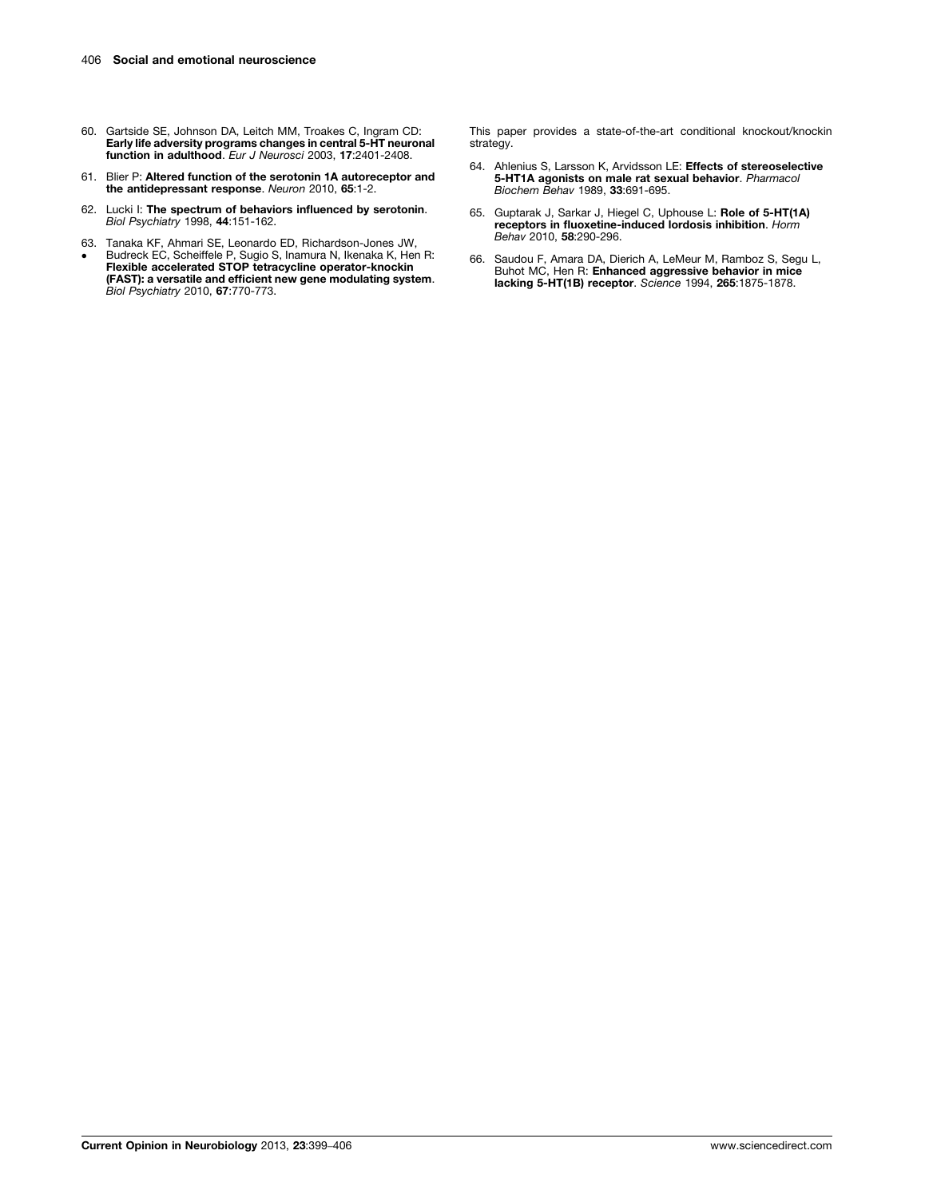60. Gartside SE, Johnson DA, Leitch MM, Troakes C, Ingram CD: **Early life adversity programs changes in central 5-HT neuronal function in adulthood**. *Eur J Neurosci* 2003, **17**:2401-2408.

61. Blier P: **Altered function of the serotonin 1A autoreceptor and the antidepressant response**. *Neuron* 2010, **65**:1-2.

62. Lucki I: **The spectrum of behaviors influenced by serotonin**. *Biol Psychiatry* 1998, **44**:151-162.

63. • Tanaka KF, Ahmari SE, Leonardo ED, Richardson-Jones JW, Budreck EC, Scheiffele P, Sugio S, Inamura N, Ikenaka K, Hen R: **Flexible accelerated STOP tetracycline operator-knockin (FAST): a versatile and efficient new gene modulating system**. *Biol Psychiatry* 2010, **67**:770-773.

This paper provides a state-of-the-art conditional knockout/knockin strategy.

64. Ahlenius S, Larsson K, Arvidsson LE: **Effects of stereoselective 5-HT1A agonists on male rat sexual behavior**. *Pharmacol Biochem Behav* 1989, **33**:691-695.

65. Guptarak J, Sarkar J, Hiegel C, Uphouse L: **Role of 5-HT(1A) receptors in fluoxetine-induced lordosis inhibition**. *Horm Behav* 2010, **58**:290-296.

66. Saudou F, Amara DA, Dierich A, LeMeur M, Ramboz S, Segu L, Buhot MC, Hen R: **Enhanced aggressive behavior in mice lacking 5-HT(1B) receptor**. *Science* 1994, **265**:1875-1878.